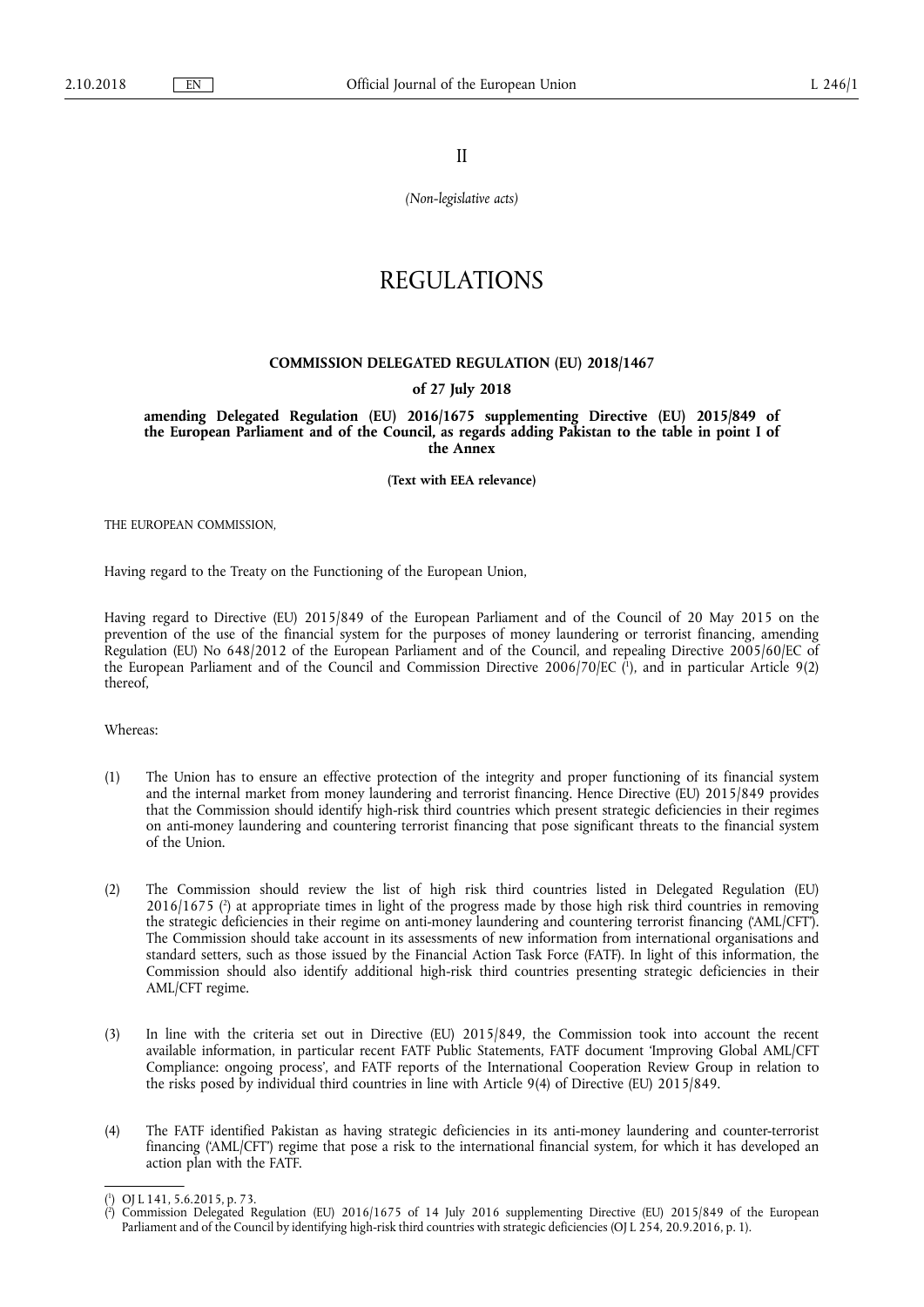II

*(Non-legislative acts)*

# REGULATIONS

## COMMISSION DELEGATED REGULATION (EU) 2018/1467

### of 27 July 2018

### amending Delegated Regulation (EU) 2016/1675 supplementing Directive (EU) 2015/849 of the European Parliament and of the Council, as regards adding Pakistan to the table in point I of the Annex

**(Text with EEA relevance)**

THE EUROPEAN COMMISSION,

Having regard to the Treaty on the Functioning of the European Union,

Having regard to Directive (EU) 2015/849 of the European Parliament and of the Council of 20 May 2015 on the prevention of the use of the financial system for the purposes of money laundering or terrorist financing, amending Regulation (EU) No 648/2012 of the European Parliament and of the Council, and repealing Directive 2005/60/EC of the European Parliament and of the Council and Commission Directive 2006/70/EC [1], and in particular Article 9(2) thereof,

Whereas:

(1) The Union has to ensure an effective protection of the integrity and proper functioning of its financial system and the internal market from money laundering and terrorist financing. Hence Directive (EU) 2015/849 provides that the Commission should identify high-risk third countries which present strategic deficiencies in their regimes on anti-money laundering and countering terrorist financing that pose significant threats to the financial system of the Union.

(2) The Commission should review the list of high risk third countries listed in Delegated Regulation (EU) 2016/1675 [2] at appropriate times in light of the progress made by those high risk third countries in removing the strategic deficiencies in their regime on anti-money laundering and countering terrorist financing ('AML/CFT'). The Commission should take account in its assessments of new information from international organisations and standard setters, such as those issued by the Financial Action Task Force (FATF). In light of this information, the Commission should also identify additional high-risk third countries presenting strategic deficiencies in their AML/CFT regime.

(3) In line with the criteria set out in Directive (EU) 2015/849, the Commission took into account the recent available information, in particular recent FATF Public Statements, FATF document 'Improving Global AML/CFT Compliance: ongoing process', and FATF reports of the International Cooperation Review Group in relation to the risks posed by individual third countries in line with Article 9(4) of Directive (EU) 2015/849.

(4) The FATF identified Pakistan as having strategic deficiencies in its anti-money laundering and counter-terrorist financing ('AML/CFT') regime that pose a risk to the international financial system, for which it has developed an action plan with the FATF.

---

[1] OJ L 141, 5.6.2015, p. 73.

[2] Commission Delegated Regulation (EU) 2016/1675 of 14 July 2016 supplementing Directive (EU) 2015/849 of the European Parliament and of the Council by identifying high-risk third countries with strategic deficiencies (OJ L 254, 20.9.2016, p. 1).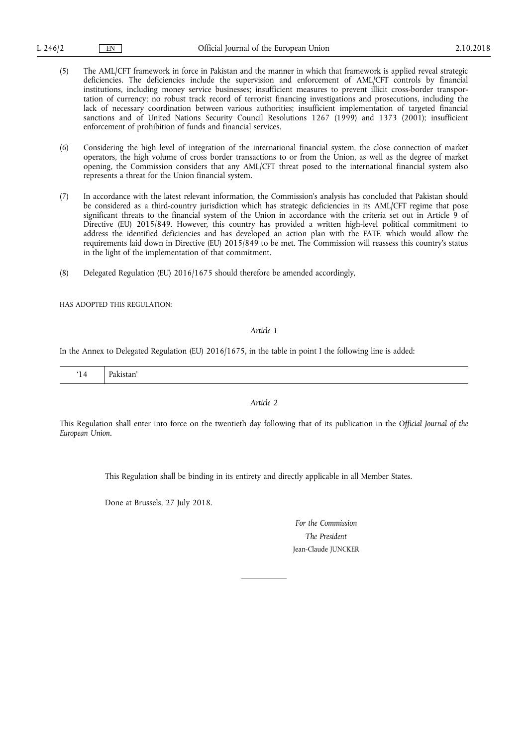(5) The AML/CFT framework in force in Pakistan and the manner in which that framework is applied reveal strategic deficiencies. The deficiencies include the supervision and enforcement of AML/CFT controls by financial institutions, including money service businesses; insufficient measures to prevent illicit cross-border transportation of currency; no robust track record of terrorist financing investigations and prosecutions, including the lack of necessary coordination between various authorities; insufficient implementation of targeted financial sanctions and of United Nations Security Council Resolutions 1267 (1999) and 1373 (2001); insufficient enforcement of prohibition of funds and financial services.

(6) Considering the high level of integration of the international financial system, the close connection of market operators, the high volume of cross border transactions to or from the Union, as well as the degree of market opening, the Commission considers that any AML/CFT threat posed to the international financial system also represents a threat for the Union financial system.

(7) In accordance with the latest relevant information, the Commission's analysis has concluded that Pakistan should be considered as a third-country jurisdiction which has strategic deficiencies in its AML/CFT regime that pose significant threats to the financial system of the Union in accordance with the criteria set out in Article 9 of Directive (EU) 2015/849. However, this country has provided a written high-level political commitment to address the identified deficiencies and has developed an action plan with the FATF, which would allow the requirements laid down in Directive (EU) 2015/849 to be met. The Commission will reassess this country's status in the light of the implementation of that commitment.

(8) Delegated Regulation (EU) 2016/1675 should therefore be amended accordingly,

HAS ADOPTED THIS REGULATION:

*Article 1*

In the Annex to Delegated Regulation (EU) 2016/1675, in the table in point I the following line is added:

| | |
|---|---|
| '14 | Pakistan' |

*Article 2*

This Regulation shall enter into force on the twentieth day following that of its publication in the *Official Journal of the European Union*.

This Regulation shall be binding in its entirety and directly applicable in all Member States.

Done at Brussels, 27 July 2018.

*For the Commission*
*The President*
Jean-Claude JUNCKER